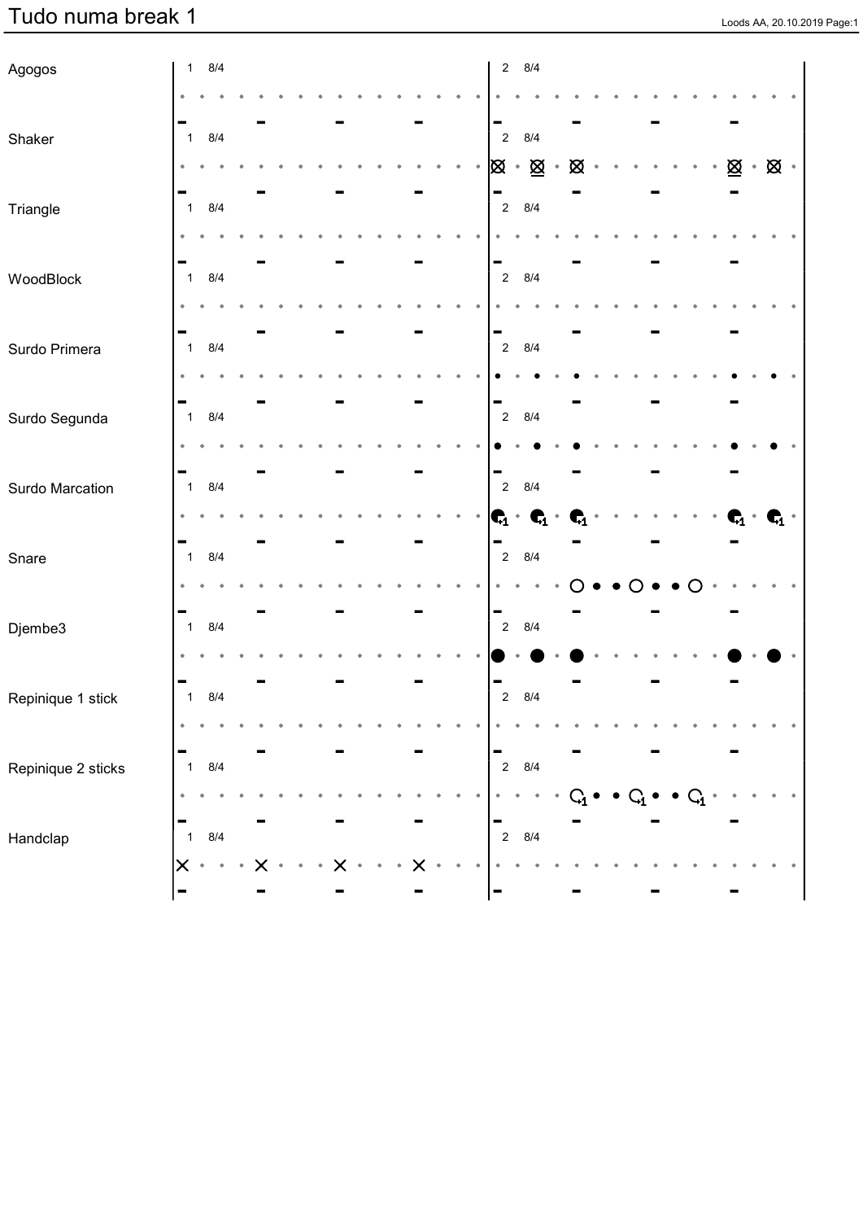# Tudo numa break 1

Agogos

1 8/4 | 2 8/4

Shaker

1 8/4 | 2 8/4

Triangle

1 8/4 | 2 8/4

WoodBlock

1 8/4 | 2 8/4

Surdo Primera

1 8/4 | 2 8/4

Surdo Segunda

1 8/4 | 2 8/4

Surdo Marcation

1 8/4 | 2 8/4

Snare

1 8/4 | 2 8/4

Djembe3

1 8/4 | 2 8/4

Repinique 1 stick

1 8/4 | 2 8/4

Repinique 2 sticks

1 8/4 | 2 8/4

Handclap

1 8/4 | 2 8/4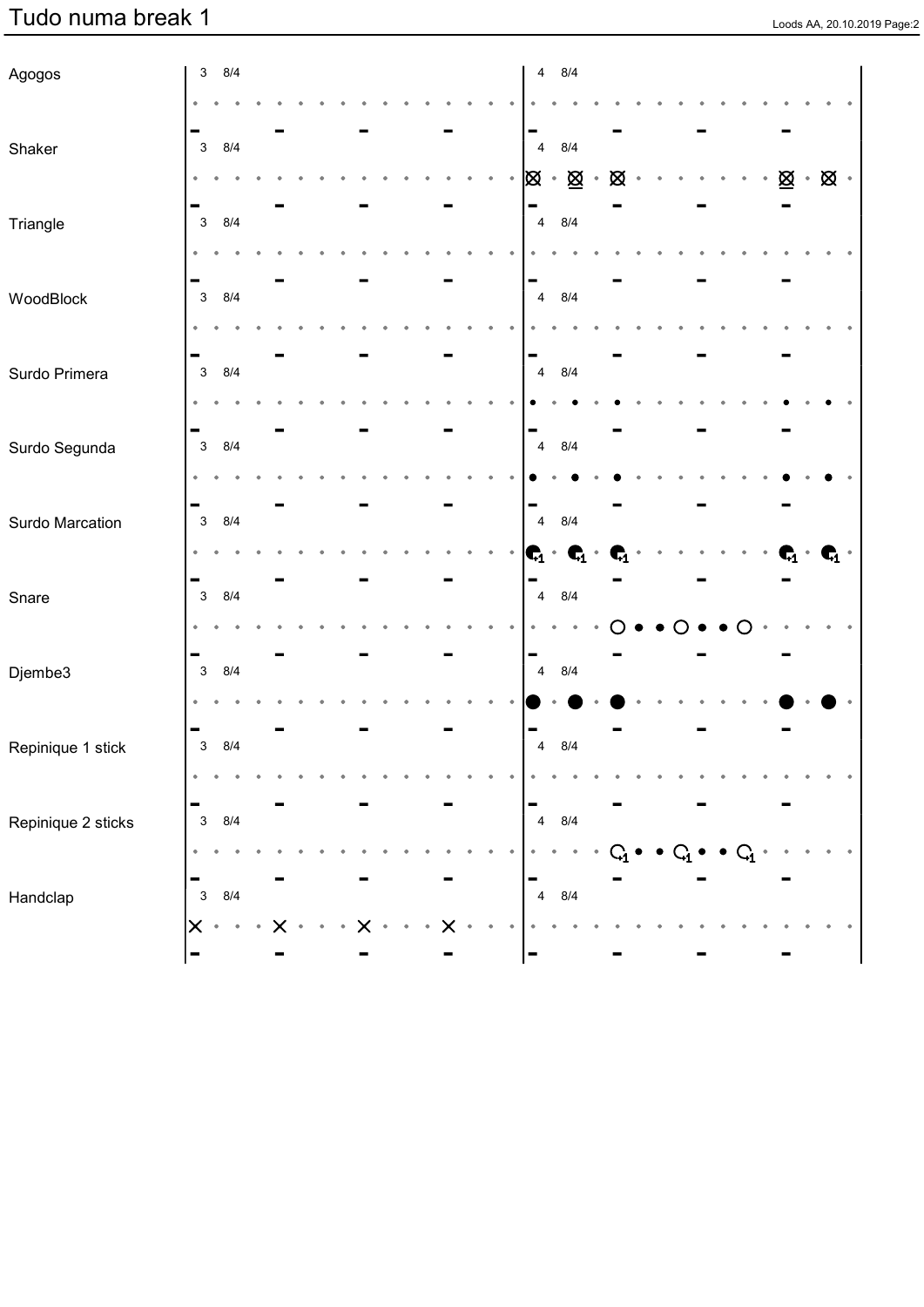# Tudo numa break 1

Agogos
3 8/4
4 8/4

Shaker
3 8/4
4 8/4

Triangle
3 8/4
4 8/4

WoodBlock
3 8/4
4 8/4

Surdo Primera
3 8/4
4 8/4

Surdo Segunda
3 8/4
4 8/4

Surdo Marcation
3 8/4
4 8/4

Snare
3 8/4
4 8/4

Djembe3
3 8/4
4 8/4

Repinique 1 stick
3 8/4
4 8/4

Repinique 2 sticks
3 8/4
4 8/4

Handclap
3 8/4
4 8/4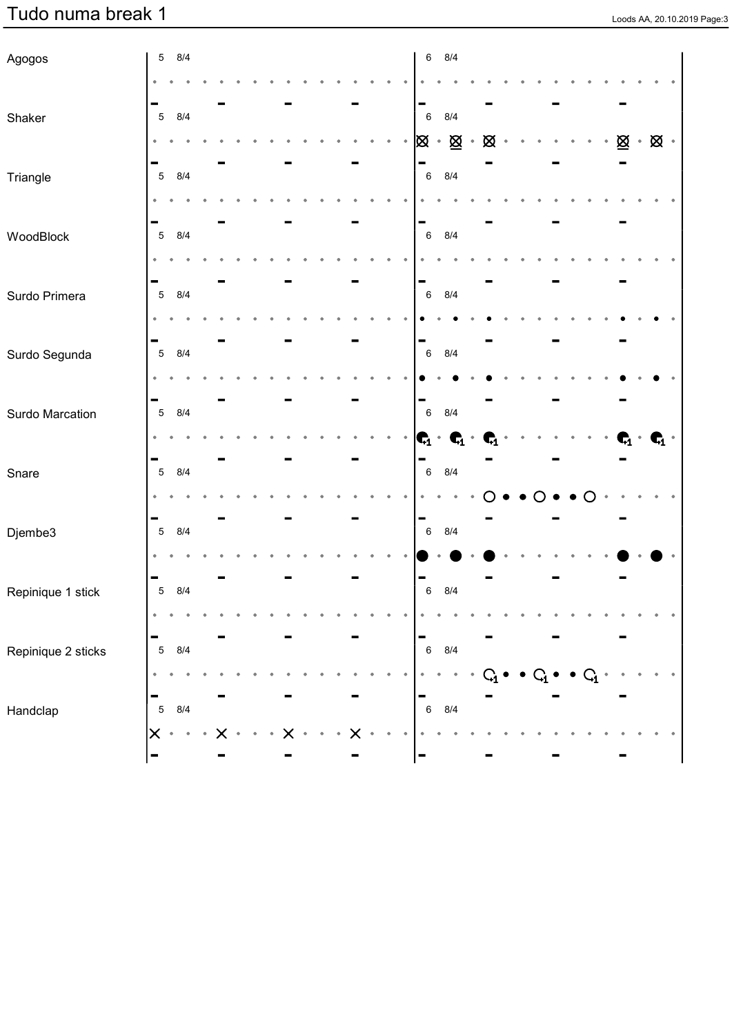# Tudo numa break 1

Agogos

5 8/4

6 8/4

Shaker

5 8/4

6 8/4

Triangle

5 8/4

6 8/4

WoodBlock

5 8/4

6 8/4

Surdo Primera

5 8/4

6 8/4

Surdo Segunda

5 8/4

6 8/4

Surdo Marcation

5 8/4

6 8/4

Snare

5 8/4

6 8/4

Djembe3

5 8/4

6 8/4

Repinique 1 stick

5 8/4

6 8/4

Repinique 2 sticks

5 8/4

6 8/4

Handclap

5 8/4

6 8/4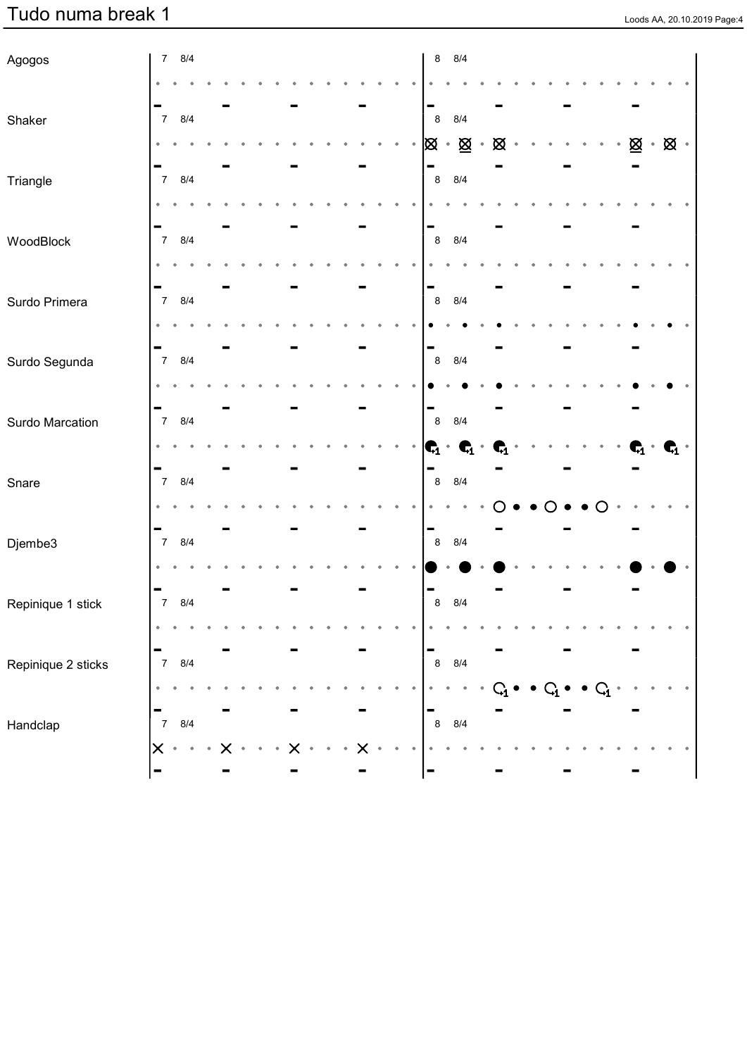# Tudo numa break 1

Agogos
7 8/4
8 8/4

Shaker
7 8/4
8 8/4

Triangle
7 8/4
8 8/4

WoodBlock
7 8/4
8 8/4

Surdo Primera
7 8/4
8 8/4

Surdo Segunda
7 8/4
8 8/4

Surdo Marcation
7 8/4
8 8/4

Snare
7 8/4
8 8/4

Djembe3
7 8/4
8 8/4

Repinique 1 stick
7 8/4
8 8/4

Repinique 2 sticks
7 8/4
8 8/4

Handclap
7 8/4
8 8/4